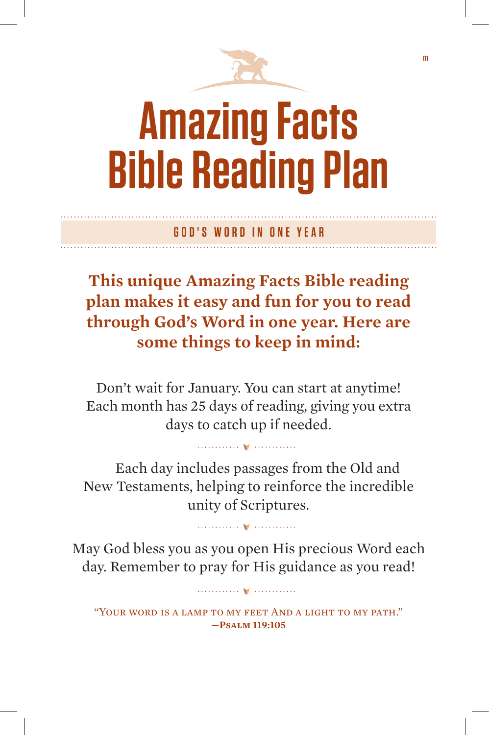# Amazing Facts Bible Reading Plan

## GOD'S WORD IN ONE YEAR

**This unique Amazing Facts Bible reading plan makes it easy and fun for you to read through God's Word in one year. Here are some things to keep in mind:**

Don't wait for January. You can start at anytime! Each month has 25 days of reading, giving you extra days to catch up if needed.

Each day includes passages from the Old and New Testaments, helping to reinforce the incredible unity of Scriptures.

May God bless you as you open His precious Word each day. Remember to pray for His guidance as you read!

"Your word is a lamp to my feet And a light to my path."
**—Psalm 119:105**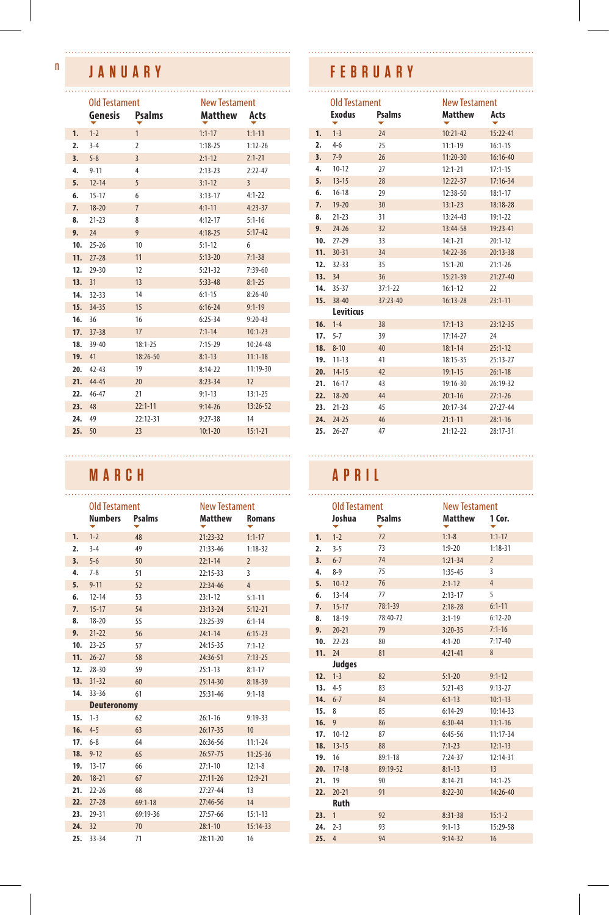## JANUARY

| | Old Testament | | New Testament | |
|---|---|---|---|---|
| | **Genesis** | **Psalms** | **Matthew** | **Acts** |
| **1.** | 1-2 | 1 | 1:1-17 | 1:1-11 |
| **2.** | 3-4 | 2 | 1:18-25 | 1:12-26 |
| **3.** | 5-8 | 3 | 2:1-12 | 2:1-21 |
| **4.** | 9-11 | 4 | 2:13-23 | 2:22-47 |
| **5.** | 12-14 | 5 | 3:1-12 | 3 |
| **6.** | 15-17 | 6 | 3:13-17 | 4:1-22 |
| **7.** | 18-20 | 7 | 4:1-11 | 4:23-37 |
| **8.** | 21-23 | 8 | 4:12-17 | 5:1-16 |
| **9.** | 24 | 9 | 4:18-25 | 5:17-42 |
| **10.** | 25-26 | 10 | 5:1-12 | 6 |
| **11.** | 27-28 | 11 | 5:13-20 | 7:1-38 |
| **12.** | 29-30 | 12 | 5:21-32 | 7:39-60 |
| **13.** | 31 | 13 | 5:33-48 | 8:1-25 |
| **14.** | 32-33 | 14 | 6:1-15 | 8:26-40 |
| **15.** | 34-35 | 15 | 6:16-24 | 9:1-19 |
| **16.** | 36 | 16 | 6:25-34 | 9:20-43 |
| **17.** | 37-38 | 17 | 7:1-14 | 10:1-23 |
| **18.** | 39-40 | 18:1-25 | 7:15-29 | 10:24-48 |
| **19.** | 41 | 18:26-50 | 8:1-13 | 11:1-18 |
| **20.** | 42-43 | 19 | 8:14-22 | 11:19-30 |
| **21.** | 44-45 | 20 | 8:23-34 | 12 |
| **22.** | 46-47 | 21 | 9:1-13 | 13:1-25 |
| **23.** | 48 | 22:1-11 | 9:14-26 | 13:26-52 |
| **24.** | 49 | 22:12-31 | 9:27-38 | 14 |
| **25.** | 50 | 23 | 10:1-20 | 15:1-21 |

## FEBRUARY

| | Old Testament | | New Testament | |
|---|---|---|---|---|
| | **Exodus** | **Psalms** | **Matthew** | **Acts** |
| **1.** | 1-3 | 24 | 10:21-42 | 15:22-41 |
| **2.** | 4-6 | 25 | 11:1-19 | 16:1-15 |
| **3.** | 7-9 | 26 | 11:20-30 | 16:16-40 |
| **4.** | 10-12 | 27 | 12:1-21 | 17:1-15 |
| **5.** | 13-15 | 28 | 12:22-37 | 17:16-34 |
| **6.** | 16-18 | 29 | 12:38-50 | 18:1-17 |
| **7.** | 19-20 | 30 | 13:1-23 | 18:18-28 |
| **8.** | 21-23 | 31 | 13:24-43 | 19:1-22 |
| **9.** | 24-26 | 32 | 13:44-58 | 19:23-41 |
| **10.** | 27-29 | 33 | 14:1-21 | 20:1-12 |
| **11.** | 30-31 | 34 | 14:22-36 | 20:13-38 |
| **12.** | 32-33 | 35 | 15:1-20 | 21:1-26 |
| **13.** | 34 | 36 | 15:21-39 | 21:27-40 |
| **14.** | 35-37 | 37:1-22 | 16:1-12 | 22 |
| **15.** | 38-40 | 37:23-40 | 16:13-28 | 23:1-11 |
| | **Leviticus** | | | |
| **16.** | 1-4 | 38 | 17:1-13 | 23:12-35 |
| **17.** | 5-7 | 39 | 17:14-27 | 24 |
| **18.** | 8-10 | 40 | 18:1-14 | 25:1-12 |
| **19.** | 11-13 | 41 | 18:15-35 | 25:13-27 |
| **20.** | 14-15 | 42 | 19:1-15 | 26:1-18 |
| **21.** | 16-17 | 43 | 19:16-30 | 26:19-32 |
| **22.** | 18-20 | 44 | 20:1-16 | 27:1-26 |
| **23.** | 21-23 | 45 | 20:17-34 | 27:27-44 |
| **24.** | 24-25 | 46 | 21:1-11 | 28:1-16 |
| **25.** | 26-27 | 47 | 21:12-22 | 28:17-31 |

## MARCH

| | Old Testament | | New Testament | |
|---|---|---|---|---|
| | **Numbers** | **Psalms** | **Matthew** | **Romans** |
| **1.** | 1-2 | 48 | 21:23-32 | 1:1-17 |
| **2.** | 3-4 | 49 | 21:33-46 | 1:18-32 |
| **3.** | 5-6 | 50 | 22:1-14 | 2 |
| **4.** | 7-8 | 51 | 22:15-33 | 3 |
| **5.** | 9-11 | 52 | 22:34-46 | 4 |
| **6.** | 12-14 | 53 | 23:1-12 | 5:1-11 |
| **7.** | 15-17 | 54 | 23:13-24 | 5:12-21 |
| **8.** | 18-20 | 55 | 23:25-39 | 6:1-14 |
| **9.** | 21-22 | 56 | 24:1-14 | 6:15-23 |
| **10.** | 23-25 | 57 | 24:15-35 | 7:1-12 |
| **11.** | 26-27 | 58 | 24:36-51 | 7:13-25 |
| **12.** | 28-30 | 59 | 25:1-13 | 8:1-17 |
| **13.** | 31-32 | 60 | 25:14-30 | 8:18-39 |
| **14.** | 33-36 | 61 | 25:31-46 | 9:1-18 |
| | **Deuteronomy** | | | |
| **15.** | 1-3 | 62 | 26:1-16 | 9:19-33 |
| **16.** | 4-5 | 63 | 26:17-35 | 10 |
| **17.** | 6-8 | 64 | 26:36-56 | 11:1-24 |
| **18.** | 9-12 | 65 | 26:57-75 | 11:25-36 |
| **19.** | 13-17 | 66 | 27:1-10 | 12:1-8 |
| **20.** | 18-21 | 67 | 27:11-26 | 12:9-21 |
| **21.** | 22-26 | 68 | 27:27-44 | 13 |
| **22.** | 27-28 | 69:1-18 | 27:46-56 | 14 |
| **23.** | 29-31 | 69:19-36 | 27:57-66 | 15:1-13 |
| **24.** | 32 | 70 | 28:1-10 | 15:14-33 |
| **25.** | 33-34 | 71 | 28:11-20 | 16 |

## APRIL

| | Old Testament | | New Testament | |
|---|---|---|---|---|
| | **Joshua** | **Psalms** | **Matthew** | **1 Cor.** |
| **1.** | 1-2 | 72 | 1:1-8 | 1:1-17 |
| **2.** | 3-5 | 73 | 1:9-20 | 1:18-31 |
| **3.** | 6-7 | 74 | 1:21-34 | 2 |
| **4.** | 8-9 | 75 | 1:35-45 | 3 |
| **5.** | 10-12 | 76 | 2:1-12 | 4 |
| **6.** | 13-14 | 77 | 2:13-17 | 5 |
| **7.** | 15-17 | 78:1-39 | 2:18-28 | 6:1-11 |
| **8.** | 18-19 | 78:40-72 | 3:1-19 | 6:12-20 |
| **9.** | 20-21 | 79 | 3:20-35 | 7:1-16 |
| **10.** | 22-23 | 80 | 4:1-20 | 7:17-40 |
| **11.** | 24 | 81 | 4:21-41 | 8 |
| | **Judges** | | | |
| **12.** | 1-3 | 82 | 5:1-20 | 9:1-12 |
| **13.** | 4-5 | 83 | 5:21-43 | 9:13-27 |
| **14.** | 6-7 | 84 | 6:1-13 | 10:1-13 |
| **15.** | 8 | 85 | 6:14-29 | 10:14-33 |
| **16.** | 9 | 86 | 6:30-44 | 11:1-16 |
| **17.** | 10-12 | 87 | 6:45-56 | 11:17-34 |
| **18.** | 13-15 | 88 | 7:1-23 | 12:1-13 |
| **19.** | 16 | 89:1-18 | 7:24-37 | 12:14-31 |
| **20.** | 17-18 | 89:19-52 | 8:1-13 | 13 |
| **21.** | 19 | 90 | 8:14-21 | 14:1-25 |
| **22.** | 20-21 | 91 | 8:22-30 | 14:26-40 |
| | **Ruth** | | | |
| **23.** | 1 | 92 | 8:31-38 | 15:1-2 |
| **24.** | 2-3 | 93 | 9:1-13 | 15:29-58 |
| **25.** | 4 | 94 | 9:14-32 | 16 |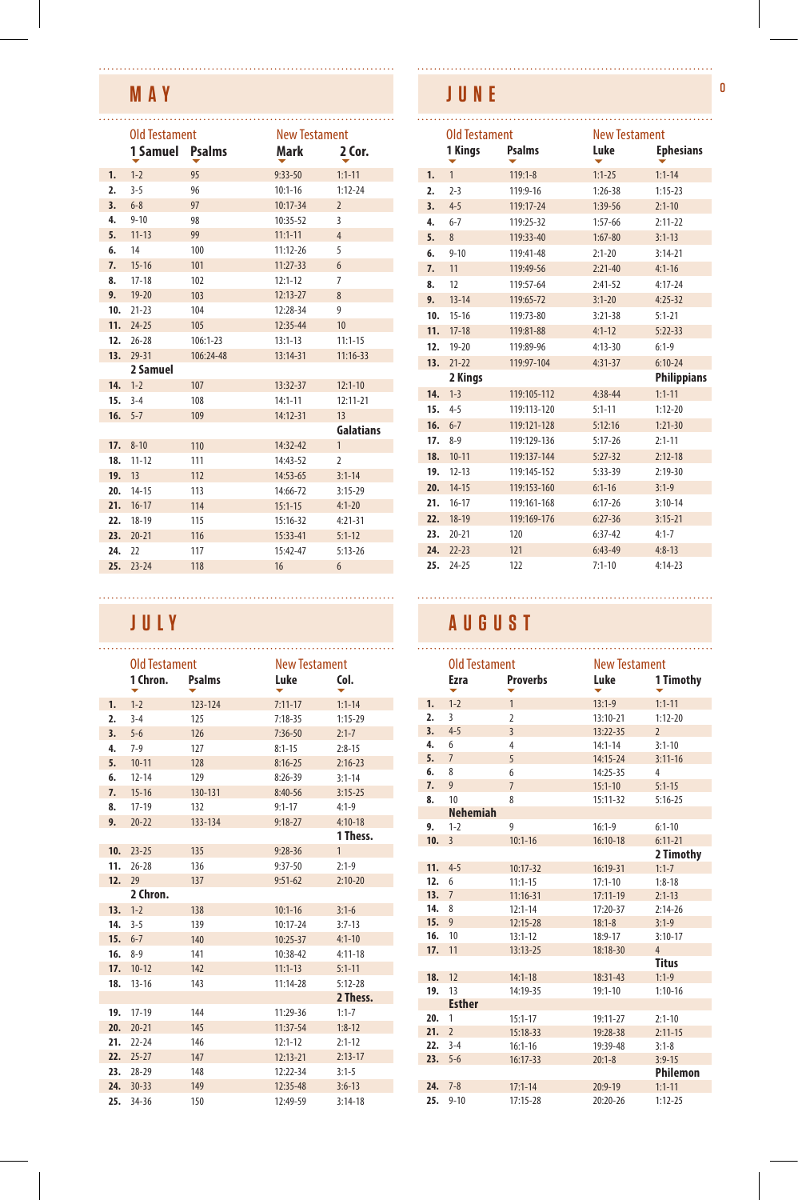## MAY

| | Old Testament | | New Testament | |
|---|---|---|---|---|
| | 1 Samuel | Psalms | Mark | 2 Cor. |
| 1. | 1-2 | 95 | 9:33-50 | 1:1-11 |
| 2. | 3-5 | 96 | 10:1-16 | 1:12-24 |
| 3. | 6-8 | 97 | 10:17-34 | 2 |
| 4. | 9-10 | 98 | 10:35-52 | 3 |
| 5. | 11-13 | 99 | 11:1-11 | 4 |
| 6. | 14 | 100 | 11:12-26 | 5 |
| 7. | 15-16 | 101 | 11:27-33 | 6 |
| 8. | 17-18 | 102 | 12:1-12 | 7 |
| 9. | 19-20 | 103 | 12:13-27 | 8 |
| 10. | 21-23 | 104 | 12:28-34 | 9 |
| 11. | 24-25 | 105 | 12:35-44 | 10 |
| 12. | 26-28 | 106:1-23 | 13:1-13 | 11:1-15 |
| 13. | 29-31 | 106:24-48 | 13:14-31 | 11:16-33 |
| | **2 Samuel** | | | |
| 14. | 1-2 | 107 | 13:32-37 | 12:1-10 |
| 15. | 3-4 | 108 | 14:1-11 | 12:11-21 |
| 16. | 5-7 | 109 | 14:12-31 | 13 |
| | | | | **Galatians** |
| 17. | 8-10 | 110 | 14:32-42 | 1 |
| 18. | 11-12 | 111 | 14:43-52 | 2 |
| 19. | 13 | 112 | 14:53-65 | 3:1-14 |
| 20. | 14-15 | 113 | 14:66-72 | 3:15-29 |
| 21. | 16-17 | 114 | 15:1-15 | 4:1-20 |
| 22. | 18-19 | 115 | 15:16-32 | 4:21-31 |
| 23. | 20-21 | 116 | 15:33-41 | 5:1-12 |
| 24. | 22 | 117 | 15:42-47 | 5:13-26 |
| 25. | 23-24 | 118 | 16 | 6 |

## JUNE

| | Old Testament | | New Testament | |
|---|---|---|---|---|
| | 1 Kings | Psalms | Luke | Ephesians |
| 1. | 1 | 119:1-8 | 1:1-25 | 1:1-14 |
| 2. | 2-3 | 119:9-16 | 1:26-38 | 1:15-23 |
| 3. | 4-5 | 119:17-24 | 1:39-56 | 2:1-10 |
| 4. | 6-7 | 119:25-32 | 1:57-66 | 2:11-22 |
| 5. | 8 | 119:33-40 | 1:67-80 | 3:1-13 |
| 6. | 9-10 | 119:41-48 | 2:1-20 | 3:14-21 |
| 7. | 11 | 119:49-56 | 2:21-40 | 4:1-16 |
| 8. | 12 | 119:57-64 | 2:41-52 | 4:17-24 |
| 9. | 13-14 | 119:65-72 | 3:1-20 | 4:25-32 |
| 10. | 15-16 | 119:73-80 | 3:21-38 | 5:1-21 |
| 11. | 17-18 | 119:81-88 | 4:1-12 | 5:22-33 |
| 12. | 19-20 | 119:89-96 | 4:13-30 | 6:1-9 |
| 13. | 21-22 | 119:97-104 | 4:31-37 | 6:10-24 |
| | **2 Kings** | | | **Philippians** |
| 14. | 1-3 | 119:105-112 | 4:38-44 | 1:1-11 |
| 15. | 4-5 | 119:113-120 | 5:1-11 | 1:12-20 |
| 16. | 6-7 | 119:121-128 | 5:12:16 | 1:21-30 |
| 17. | 8-9 | 119:129-136 | 5:17-26 | 2:1-11 |
| 18. | 10-11 | 119:137-144 | 5:27-32 | 2:12-18 |
| 19. | 12-13 | 119:145-152 | 5:33-39 | 2:19-30 |
| 20. | 14-15 | 119:153-160 | 6:1-16 | 3:1-9 |
| 21. | 16-17 | 119:161-168 | 6:17-26 | 3:10-14 |
| 22. | 18-19 | 119:169-176 | 6:27-36 | 3:15-21 |
| 23. | 20-21 | 120 | 6:37-42 | 4:1-7 |
| 24. | 22-23 | 121 | 6:43-49 | 4:8-13 |
| 25. | 24-25 | 122 | 7:1-10 | 4:14-23 |

## JULY

| | Old Testament | | New Testament | |
|---|---|---|---|---|
| | 1 Chron. | Psalms | Luke | Col. |
| 1. | 1-2 | 123-124 | 7:11-17 | 1:1-14 |
| 2. | 3-4 | 125 | 7:18-35 | 1:15-29 |
| 3. | 5-6 | 126 | 7:36-50 | 2:1-7 |
| 4. | 7-9 | 127 | 8:1-15 | 2:8-15 |
| 5. | 10-11 | 128 | 8:16-25 | 2:16-23 |
| 6. | 12-14 | 129 | 8:26-39 | 3:1-14 |
| 7. | 15-16 | 130-131 | 8:40-56 | 3:15-25 |
| 8. | 17-19 | 132 | 9:1-17 | 4:1-9 |
| 9. | 20-22 | 133-134 | 9:18-27 | 4:10-18 |
| | | | | **1 Thess.** |
| 10. | 23-25 | 135 | 9:28-36 | 1 |
| 11. | 26-28 | 136 | 9:37-50 | 2:1-9 |
| 12. | 29 | 137 | 9:51-62 | 2:10-20 |
| | **2 Chron.** | | | |
| 13. | 1-2 | 138 | 10:1-16 | 3:1-6 |
| 14. | 3-5 | 139 | 10:17-24 | 3:7-13 |
| 15. | 6-7 | 140 | 10:25-37 | 4:1-10 |
| 16. | 8-9 | 141 | 10:38-42 | 4:11-18 |
| 17. | 10-12 | 142 | 11:1-13 | 5:1-11 |
| 18. | 13-16 | 143 | 11:14-28 | 5:12-28 |
| | | | | **2 Thess.** |
| 19. | 17-19 | 144 | 11:29-36 | 1:1-7 |
| 20. | 20-21 | 145 | 11:37-54 | 1:8-12 |
| 21. | 22-24 | 146 | 12:1-12 | 2:1-12 |
| 22. | 25-27 | 147 | 12:13-21 | 2:13-17 |
| 23. | 28-29 | 148 | 12:22-34 | 3:1-5 |
| 24. | 30-33 | 149 | 12:35-48 | 3:6-13 |
| 25. | 34-36 | 150 | 12:49-59 | 3:14-18 |

## AUGUST

| | Old Testament | | New Testament | |
|---|---|---|---|---|
| | Ezra | Proverbs | Luke | 1 Timothy |
| 1. | 1-2 | 1 | 13:1-9 | 1:1-11 |
| 2. | 3 | 2 | 13:10-21 | 1:12-20 |
| 3. | 4-5 | 3 | 13:22-35 | 2 |
| 4. | 6 | 4 | 14:1-14 | 3:1-10 |
| 5. | 7 | 5 | 14:15-24 | 3:11-16 |
| 6. | 8 | 6 | 14:25-35 | 4 |
| 7. | 9 | 7 | 15:1-10 | 5:1-15 |
| 8. | 10 | 8 | 15:11-32 | 5:16-25 |
| | **Nehemiah** | | | |
| 9. | 1-2 | 9 | 16:1-9 | 6:1-10 |
| 10. | 3 | 10:1-16 | 16:10-18 | 6:11-21 |
| | | | | **2 Timothy** |
| 11. | 4-5 | 10:17-32 | 16:19-31 | 1:1-7 |
| 12. | 6 | 11:1-15 | 17:1-10 | 1:8-18 |
| 13. | 7 | 11:16-31 | 17:11-19 | 2:1-13 |
| 14. | 8 | 12:1-14 | 17:20-37 | 2:14-26 |
| 15. | 9 | 12:15-28 | 18:1-8 | 3:1-9 |
| 16. | 10 | 13:1-12 | 18:9-17 | 3:10-17 |
| 17. | 11 | 13:13-25 | 18:18-30 | 4 |
| | | | | **Titus** |
| 18. | 12 | 14:1-18 | 18:31-43 | 1:1-9 |
| 19. | 13 | 14:19-35 | 19:1-10 | 1:10-16 |
| | **Esther** | | | |
| 20. | 1 | 15:1-17 | 19:11-27 | 2:1-10 |
| 21. | 2 | 15:18-33 | 19:28-38 | 2:11-15 |
| 22. | 3-4 | 16:1-16 | 19:39-48 | 3:1-8 |
| 23. | 5-6 | 16:17-33 | 20:1-8 | 3:9-15 |
| | | | | **Philemon** |
| 24. | 7-8 | 17:1-14 | 20:9-19 | 1:1-11 |
| 25. | 9-10 | 17:15-28 | 20:20-26 | 1:12-25 |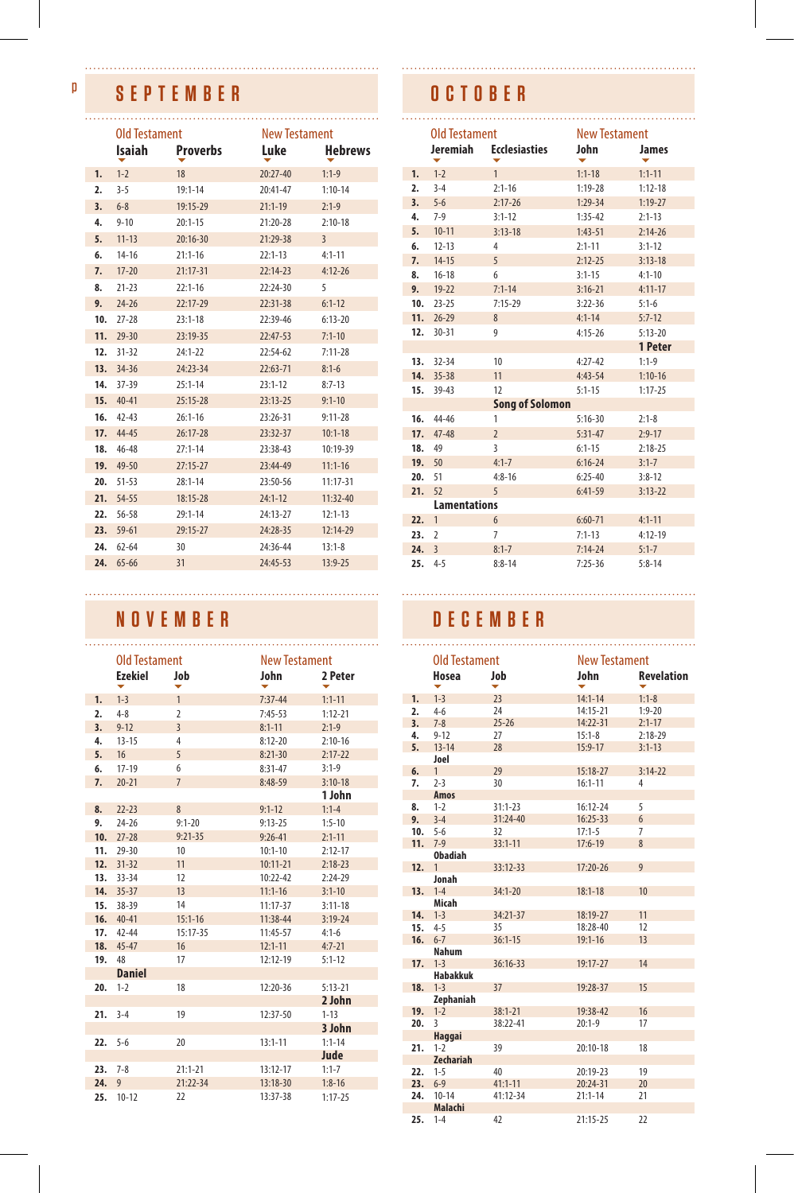## SEPTEMBER

| | Old Testament | | New Testament | |
|---|---|---|---|---|
| | **Isaiah** | **Proverbs** | **Luke** | **Hebrews** |
| **1.** | 1-2 | 18 | 20:27-40 | 1:1-9 |
| **2.** | 3-5 | 19:1-14 | 20:41-47 | 1:10-14 |
| **3.** | 6-8 | 19:15-29 | 21:1-19 | 2:1-9 |
| **4.** | 9-10 | 20:1-15 | 21:20-28 | 2:10-18 |
| **5.** | 11-13 | 20:16-30 | 21:29-38 | 3 |
| **6.** | 14-16 | 21:1-16 | 22:1-13 | 4:1-11 |
| **7.** | 17-20 | 21:17-31 | 22:14-23 | 4:12-26 |
| **8.** | 21-23 | 22:1-16 | 22:24-30 | 5 |
| **9.** | 24-26 | 22:17-29 | 22:31-38 | 6:1-12 |
| **10.** | 27-28 | 23:1-18 | 22:39-46 | 6:13-20 |
| **11.** | 29-30 | 23:19-35 | 22:47-53 | 7:1-10 |
| **12.** | 31-32 | 24:1-22 | 22:54-62 | 7:11-28 |
| **13.** | 34-36 | 24:23-34 | 22:63-71 | 8:1-6 |
| **14.** | 37-39 | 25:1-14 | 23:1-12 | 8:7-13 |
| **15.** | 40-41 | 25:15-28 | 23:13-25 | 9:1-10 |
| **16.** | 42-43 | 26:1-16 | 23:26-31 | 9:11-28 |
| **17.** | 44-45 | 26:17-28 | 23:32-37 | 10:1-18 |
| **18.** | 46-48 | 27:1-14 | 23:38-43 | 10:19-39 |
| **19.** | 49-50 | 27:15-27 | 23:44-49 | 11:1-16 |
| **20.** | 51-53 | 28:1-14 | 23:50-56 | 11:17-31 |
| **21.** | 54-55 | 18:15-28 | 24:1-12 | 11:32-40 |
| **22.** | 56-58 | 29:1-14 | 24:13-27 | 12:1-13 |
| **23.** | 59-61 | 29:15-27 | 24:28-35 | 12:14-29 |
| **24.** | 62-64 | 30 | 24:36-44 | 13:1-8 |
| **24.** | 65-66 | 31 | 24:45-53 | 13:9-25 |

## OCTOBER

| | Old Testament | | New Testament | |
|---|---|---|---|---|
| | **Jeremiah** | **Ecclesiasties** | **John** | **James** |
| **1.** | 1-2 | 1 | 1:1-18 | 1:1-11 |
| **2.** | 3-4 | 2:1-16 | 1:19-28 | 1:12-18 |
| **3.** | 5-6 | 2:17-26 | 1:29-34 | 1:19-27 |
| **4.** | 7-9 | 3:1-12 | 1:35-42 | 2:1-13 |
| **5.** | 10-11 | 3:13-18 | 1:43-51 | 2:14-26 |
| **6.** | 12-13 | 4 | 2:1-11 | 3:1-12 |
| **7.** | 14-15 | 5 | 2:12-25 | 3:13-18 |
| **8.** | 16-18 | 6 | 3:1-15 | 4:1-10 |
| **9.** | 19-22 | 7:1-14 | 3:16-21 | 4:11-17 |
| **10.** | 23-25 | 7:15-29 | 3:22-36 | 5:1-6 |
| **11.** | 26-29 | 8 | 4:1-14 | 5:7-12 |
| **12.** | 30-31 | 9 | 4:15-26 | 5:13-20 |
| | | | | **1 Peter** |
| **13.** | 32-34 | 10 | 4:27-42 | 1:1-9 |
| **14.** | 35-38 | 11 | 4:43-54 | 1:10-16 |
| **15.** | 39-43 | 12 | 5:1-15 | 1:17-25 |
| | | **Song of Solomon** | | |
| **16.** | 44-46 | 1 | 5:16-30 | 2:1-8 |
| **17.** | 47-48 | 2 | 5:31-47 | 2:9-17 |
| **18.** | 49 | 3 | 6:1-15 | 2:18-25 |
| **19.** | 50 | 4:1-7 | 6:16-24 | 3:1-7 |
| **20.** | 51 | 4:8-16 | 6:25-40 | 3:8-12 |
| **21.** | 52 | 5 | 6:41-59 | 3:13-22 |
| | **Lamentations** | | | |
| **22.** | 1 | 6 | 6:60-71 | 4:1-11 |
| **23.** | 2 | 7 | 7:1-13 | 4:12-19 |
| **24.** | 3 | 8:1-7 | 7:14-24 | 5:1-7 |
| **25.** | 4-5 | 8:8-14 | 7:25-36 | 5:8-14 |

## NOVEMBER

| | Old Testament | | New Testament | |
|---|---|---|---|---|
| | **Ezekiel** | **Job** | **John** | **2 Peter** |
| **1.** | 1-3 | 1 | 7:37-44 | 1:1-11 |
| **2.** | 4-8 | 2 | 7:45-53 | 1:12-21 |
| **3.** | 9-12 | 3 | 8:1-11 | 2:1-9 |
| **4.** | 13-15 | 4 | 8:12-20 | 2:10-16 |
| **5.** | 16 | 5 | 8:21-30 | 2:17-22 |
| **6.** | 17-19 | 6 | 8:31-47 | 3:1-9 |
| **7.** | 20-21 | 7 | 8:48-59 | 3:10-18 |
| | | | | **1 John** |
| **8.** | 22-23 | 8 | 9:1-12 | 1:1-4 |
| **9.** | 24-26 | 9:1-20 | 9:13-25 | 1:5-10 |
| **10.** | 27-28 | 9:21-35 | 9:26-41 | 2:1-11 |
| **11.** | 29-30 | 10 | 10:1-10 | 2:12-17 |
| **12.** | 31-32 | 11 | 10:11-21 | 2:18-23 |
| **13.** | 33-34 | 12 | 10:22-42 | 2:24-29 |
| **14.** | 35-37 | 13 | 11:1-16 | 3:1-10 |
| **15.** | 38-39 | 14 | 11:17-37 | 3:11-18 |
| **16.** | 40-41 | 15:1-16 | 11:38-44 | 3:19-24 |
| **17.** | 42-44 | 15:17-35 | 11:45-57 | 4:1-6 |
| **18.** | 45-47 | 16 | 12:1-11 | 4:7-21 |
| **19.** | 48 | 17 | 12:12-19 | 5:1-12 |
| | **Daniel** | | | |
| **20.** | 1-2 | 18 | 12:20-36 | 5:13-21 |
| | | | | **2 John** |
| **21.** | 3-4 | 19 | 12:37-50 | 1-13 |
| | | | | **3 John** |
| **22.** | 5-6 | 20 | 13:1-11 | 1:1-14 |
| | | | | **Jude** |
| **23.** | 7-8 | 21:1-21 | 13:12-17 | 1:1-7 |
| **24.** | 9 | 21:22-34 | 13:18-30 | 1:8-16 |
| **25.** | 10-12 | 22 | 13:37-38 | 1:17-25 |

## DECEMBER

| | Old Testament | | New Testament | |
|---|---|---|---|---|
| | **Hosea** | **Job** | **John** | **Revelation** |
| **1.** | 1-3 | 23 | 14:1-14 | 1:1-8 |
| **2.** | 4-6 | 24 | 14:15-21 | 1:9-20 |
| **3.** | 7-8 | 25-26 | 14:22-31 | 2:1-17 |
| **4.** | 9-12 | 27 | 15:1-8 | 2:18-29 |
| **5.** | 13-14 | 28 | 15:9-17 | 3:1-13 |
| | **Joel** | | | |
| **6.** | 1 | 29 | 15:18-27 | 3:14-22 |
| **7.** | 2-3 | 30 | 16:1-11 | 4 |
| | **Amos** | | | |
| **8.** | 1-2 | 31:1-23 | 16:12-24 | 5 |
| **9.** | 3-4 | 31:24-40 | 16:25-33 | 6 |
| **10.** | 5-6 | 32 | 17:1-5 | 7 |
| **11.** | 7-9 | 33:1-11 | 17:6-19 | 8 |
| | **Obadiah** | | | |
| **12.** | 1 | 33:12-33 | 17:20-26 | 9 |
| | **Jonah** | | | |
| **13.** | 1-4 | 34:1-20 | 18:1-18 | 10 |
| | **Micah** | | | |
| **14.** | 1-3 | 34:21-37 | 18:19-27 | 11 |
| **15.** | 4-5 | 35 | 18:28-40 | 12 |
| **16.** | 6-7 | 36:1-15 | 19:1-16 | 13 |
| | **Nahum** | | | |
| **17.** | 1-3 | 36:16-33 | 19:17-27 | 14 |
| | **Habakkuk** | | | |
| **18.** | 1-3 | 37 | 19:28-37 | 15 |
| | **Zephaniah** | | | |
| **19.** | 1-2 | 38:1-21 | 19:38-42 | 16 |
| **20.** | 3 | 38:22-41 | 20:1-9 | 17 |
| | **Haggai** | | | |
| **21.** | 1-2 | 39 | 20:10-18 | 18 |
| | **Zechariah** | | | |
| **22.** | 1-5 | 40 | 20:19-23 | 19 |
| **23.** | 6-9 | 41:1-11 | 20:24-31 | 20 |
| **24.** | 10-14 | 41:12-34 | 21:1-14 | 21 |
| | **Malachi** | | | |
| **25.** | 1-4 | 42 | 21:15-25 | 22 |